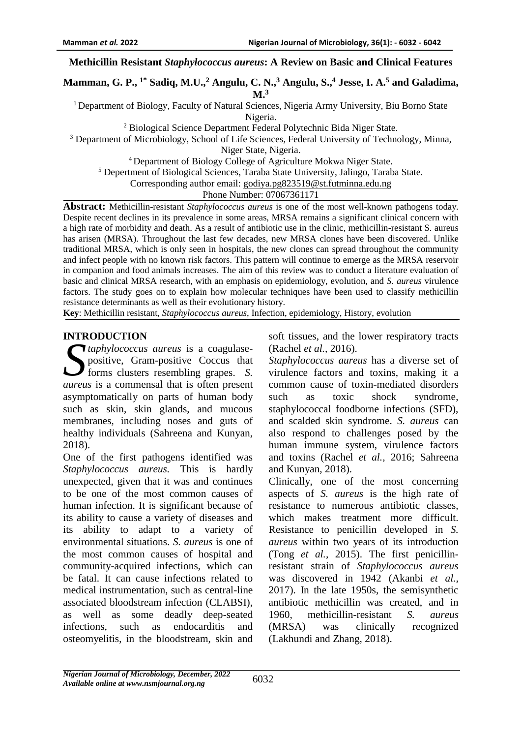# Methicillin Resistant *Staphylococcus aureus*: A Review on Basic and Clinical Features

**Mamman, G. P.,[1*] Sadiq, M.U.,[2] Angulu, C. N.,[3] Angulu, S.,[4] Jesse, I. A.[5] and Galadima, M.[3]**

[1] Department of Biology, Faculty of Natural Sciences, Nigeria Army University, Biu Borno State Nigeria.

[2] Biological Science Department Federal Polytechnic Bida Niger State.

[3] Department of Microbiology, School of Life Sciences, Federal University of Technology, Minna, Niger State, Nigeria.

[4] Department of Biology College of Agriculture Mokwa Niger State.

[5] Depertment of Biological Sciences, Taraba State University, Jalingo, Taraba State.

Corresponding author email: godiya.pg823519@st.futminna.edu.ng

Phone Number: 07067361171

**Abstract:** Methicillin-resistant *Staphylococcus aureus* is one of the most well-known pathogens today. Despite recent declines in its prevalence in some areas, MRSA remains a significant clinical concern with a high rate of morbidity and death. As a result of antibiotic use in the clinic, methicillin-resistant S. aureus has arisen (MRSA). Throughout the last few decades, new MRSA clones have been discovered. Unlike traditional MRSA, which is only seen in hospitals, the new clones can spread throughout the community and infect people with no known risk factors. This pattern will continue to emerge as the MRSA reservoir in companion and food animals increases. The aim of this review was to conduct a literature evaluation of basic and clinical MRSA research, with an emphasis on epidemiology, evolution, and *S. aureus* virulence factors. The study goes on to explain how molecular techniques have been used to classify methicillin resistance determinants as well as their evolutionary history.

**Key**: Methicillin resistant, *Staphylococcus aureus*, Infection, epidemiology, History, evolution

## INTRODUCTION

*Staphylococcus aureus* is a coagulase-positive, Gram-positive Coccus that forms clusters resembling grapes. *S. aureus* is a commensal that is often present asymptomatically on parts of human body such as skin, skin glands, and mucous membranes, including noses and guts of healthy individuals (Sahreena and Kunyan, 2018).

One of the first pathogens identified was *Staphylococcus aureus.* This is hardly unexpected, given that it was and continues to be one of the most common causes of human infection. It is significant because of its ability to cause a variety of diseases and its ability to adapt to a variety of environmental situations. *S. aureus* is one of the most common causes of hospital and community-acquired infections, which can be fatal. It can cause infections related to medical instrumentation, such as central-line associated bloodstream infection (CLABSI), as well as some deadly deep-seated infections, such as endocarditis and osteomyelitis, in the bloodstream, skin and soft tissues, and the lower respiratory tracts (Rachel *et al.,* 2016).

*Staphylococcus aureus* has a diverse set of virulence factors and toxins, making it a common cause of toxin-mediated disorders such as toxic shock syndrome, staphylococcal foodborne infections (SFD), and scalded skin syndrome. *S. aureus* can also respond to challenges posed by the human immune system, virulence factors and toxins (Rachel *et al.,* 2016; Sahreena and Kunyan, 2018).

Clinically, one of the most concerning aspects of *S. aureus* is the high rate of resistance to numerous antibiotic classes, which makes treatment more difficult. Resistance to penicillin developed in *S. aureus* within two years of its introduction (Tong *et al.,* 2015). The first penicillin-resistant strain of *Staphylococcus aureus* was discovered in 1942 (Akanbi *et al.,* 2017). In the late 1950s, the semisynthetic antibiotic methicillin was created, and in 1960, methicillin-resistant *S. aureus* (MRSA) was clinically recognized (Lakhundi and Zhang, 2018).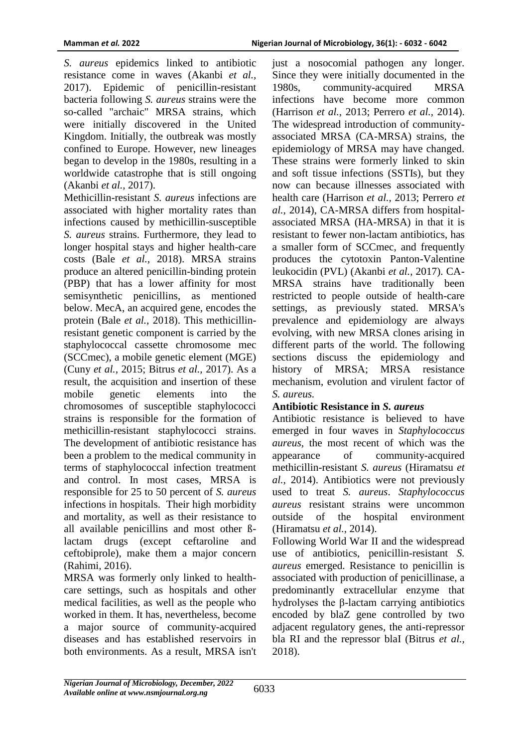*S. aureus* epidemics linked to antibiotic resistance come in waves (Akanbi *et al.,* 2017). Epidemic of penicillin-resistant bacteria following *S. aureus* strains were the so-called "archaic" MRSA strains, which were initially discovered in the United Kingdom. Initially, the outbreak was mostly confined to Europe. However, new lineages began to develop in the 1980s, resulting in a worldwide catastrophe that is still ongoing (Akanbi *et al.,* 2017).

Methicillin-resistant *S. aureus* infections are associated with higher mortality rates than infections caused by methicillin-susceptible *S. aureus* strains. Furthermore, they lead to longer hospital stays and higher health-care costs (Bale *et al.,* 2018). MRSA strains produce an altered penicillin-binding protein (PBP) that has a lower affinity for most semisynthetic penicillins, as mentioned below. MecA, an acquired gene, encodes the protein (Bale *et al.,* 2018). This methicillin-resistant genetic component is carried by the staphylococcal cassette chromosome mec (SCCmec), a mobile genetic element (MGE) (Cuny *et al.,* 2015; Bitrus *et al.,* 2017). As a result, the acquisition and insertion of these mobile genetic elements into the chromosomes of susceptible staphylococci strains is responsible for the formation of methicillin-resistant staphylococci strains. The development of antibiotic resistance has been a problem to the medical community in terms of staphylococcal infection treatment and control. In most cases, MRSA is responsible for 25 to 50 percent of *S. aureus* infections in hospitals. Their high morbidity and mortality, as well as their resistance to all available penicillins and most other ß-lactam drugs (except ceftaroline and ceftobiprole), make them a major concern (Rahimi, 2016).

MRSA was formerly only linked to health-care settings, such as hospitals and other medical facilities, as well as the people who worked in them. It has, nevertheless, become a major source of community-acquired diseases and has established reservoirs in both environments. As a result, MRSA isn't just a nosocomial pathogen any longer. Since they were initially documented in the 1980s, community-acquired MRSA infections have become more common (Harrison *et al.,* 2013; Perrero *et al.,* 2014). The widespread introduction of community-associated MRSA (CA-MRSA) strains, the epidemiology of MRSA may have changed. These strains were formerly linked to skin and soft tissue infections (SSTIs), but they now can because illnesses associated with health care (Harrison *et al.,* 2013; Perrero *et al.,* 2014), CA-MRSA differs from hospital-associated MRSA (HA-MRSA) in that it is resistant to fewer non-lactam antibiotics, has a smaller form of SCCmec, and frequently produces the cytotoxin Panton-Valentine leukocidin (PVL) (Akanbi *et al.,* 2017). CA-MRSA strains have traditionally been restricted to people outside of health-care settings, as previously stated. MRSA's prevalence and epidemiology are always evolving, with new MRSA clones arising in different parts of the world. The following sections discuss the epidemiology and history of MRSA; MRSA resistance mechanism, evolution and virulent factor of *S. aureus.*

## Antibiotic Resistance in *S. aureus*

Antibiotic resistance is believed to have emerged in four waves in *Staphylococcus aureus*, the most recent of which was the appearance of community-acquired methicillin-resistant *S. aureus* (Hiramatsu *et al.,* 2014). Antibiotics were not previously used to treat *S. aureus*. *Staphylococcus aureus* resistant strains were uncommon outside of the hospital environment (Hiramatsu *et al.,* 2014).

Following World War II and the widespread use of antibiotics, penicillin-resistant *S. aureus* emerged. Resistance to penicillin is associated with production of penicillinase, a predominantly extracellular enzyme that hydrolyses the β-lactam carrying antibiotics encoded by blaZ gene controlled by two adjacent regulatory genes, the anti-repressor bla RI and the repressor blaI (Bitrus *et al.,* 2018).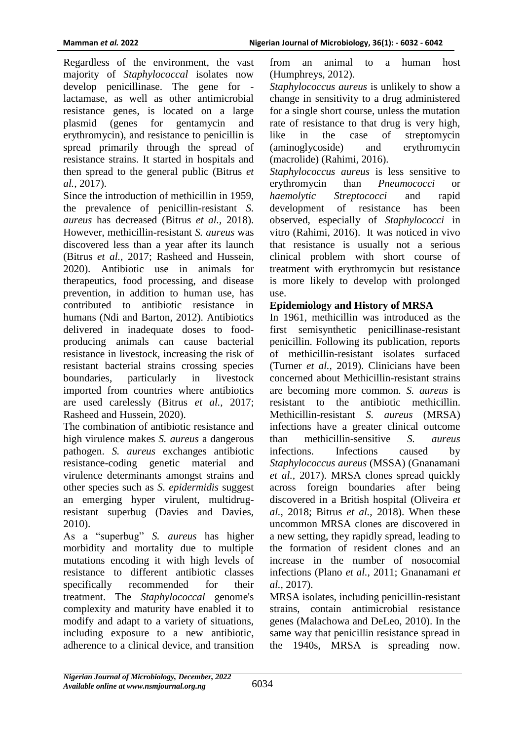Regardless of the environment, the vast majority of *Staphylococcal* isolates now develop penicillinase. The gene for -lactamase, as well as other antimicrobial resistance genes, is located on a large plasmid (genes for gentamycin and erythromycin), and resistance to penicillin is spread primarily through the spread of resistance strains. It started in hospitals and then spread to the general public (Bitrus *et al.,* 2017).

Since the introduction of methicillin in 1959, the prevalence of penicillin-resistant *S. aureus* has decreased (Bitrus *et al.,* 2018). However, methicillin-resistant *S. aureus* was discovered less than a year after its launch (Bitrus *et al.,* 2017; Rasheed and Hussein, 2020). Antibiotic use in animals for therapeutics, food processing, and disease prevention, in addition to human use, has contributed to antibiotic resistance in humans (Ndi and Barton, 2012). Antibiotics delivered in inadequate doses to food-producing animals can cause bacterial resistance in livestock, increasing the risk of resistant bacterial strains crossing species boundaries, particularly in livestock imported from countries where antibiotics are used carelessly (Bitrus *et al.,* 2017; Rasheed and Hussein, 2020).

The combination of antibiotic resistance and high virulence makes *S. aureus* a dangerous pathogen. *S. aureus* exchanges antibiotic resistance-coding genetic material and virulence determinants amongst strains and other species such as *S. epidermidis* suggest an emerging hyper virulent, multidrug-resistant superbug (Davies and Davies, 2010).

As a "superbug" *S. aureus* has higher morbidity and mortality due to multiple mutations encoding it with high levels of resistance to different antibiotic classes specifically recommended for their treatment. The *Staphylococcal* genome's complexity and maturity have enabled it to modify and adapt to a variety of situations, including exposure to a new antibiotic, adherence to a clinical device, and transition from an animal to a human host (Humphreys, 2012).

*Staphylococcus aureus* is unlikely to show a change in sensitivity to a drug administered for a single short course, unless the mutation rate of resistance to that drug is very high, like in the case of streptomycin (aminoglycoside) and erythromycin (macrolide) (Rahimi, 2016).

*Staphylococcus aureus* is less sensitive to erythromycin than *Pneumococci* or *haemolytic Streptococci* and rapid development of resistance has been observed, especially of *Staphylococci* in vitro (Rahimi, 2016). It was noticed in vivo that resistance is usually not a serious clinical problem with short course of treatment with erythromycin but resistance is more likely to develop with prolonged use.

**Epidemiology and History of MRSA**

In 1961, methicillin was introduced as the first semisynthetic penicillinase-resistant penicillin. Following its publication, reports of methicillin-resistant isolates surfaced (Turner *et al.,* 2019). Clinicians have been concerned about Methicillin-resistant strains are becoming more common. *S. aureus* is resistant to the antibiotic methicillin. Methicillin-resistant *S. aureus* (MRSA) infections have a greater clinical outcome than methicillin-sensitive *S. aureus* infections. Infections caused by *Staphylococcus aureus* (MSSA) (Gnanamani *et al.,* 2017). MRSA clones spread quickly across foreign boundaries after being discovered in a British hospital (Oliveira *et al.,* 2018; Bitrus *et al.,* 2018). When these uncommon MRSA clones are discovered in a new setting, they rapidly spread, leading to the formation of resident clones and an increase in the number of nosocomial infections (Plano *et al.,* 2011; Gnanamani *et al.,* 2017).

MRSA isolates, including penicillin-resistant strains, contain antimicrobial resistance genes (Malachowa and DeLeo, 2010). In the same way that penicillin resistance spread in the 1940s, MRSA is spreading now.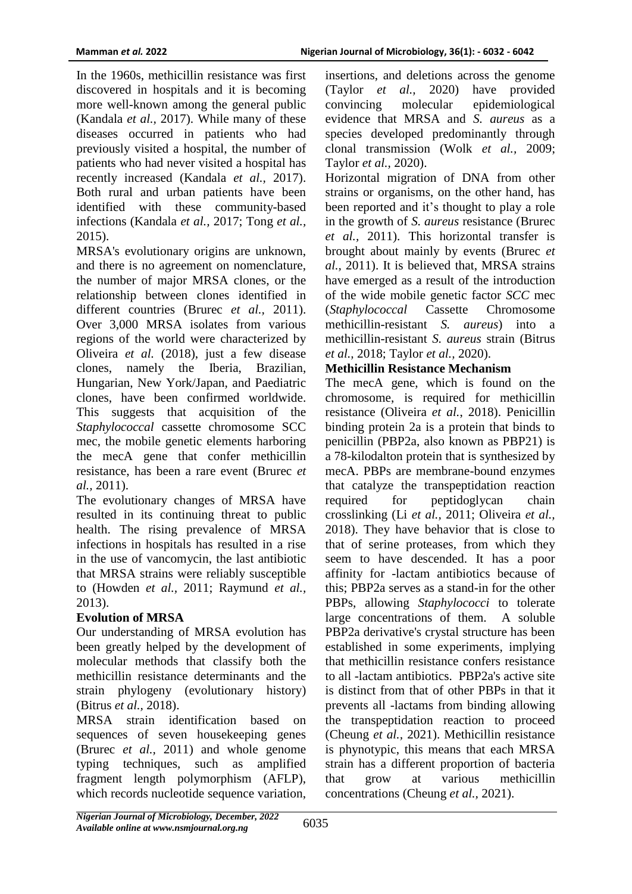In the 1960s, methicillin resistance was first discovered in hospitals and it is becoming more well-known among the general public (Kandala *et al.,* 2017). While many of these diseases occurred in patients who had previously visited a hospital, the number of patients who had never visited a hospital has recently increased (Kandala *et al.*, 2017). Both rural and urban patients have been identified with these community-based infections (Kandala *et al.,* 2017; Tong *et al.,* 2015).

MRSA's evolutionary origins are unknown, and there is no agreement on nomenclature, the number of major MRSA clones, or the relationship between clones identified in different countries (Brurec *et al.,* 2011). Over 3,000 MRSA isolates from various regions of the world were characterized by Oliveira *et al.* (2018), just a few disease clones, namely the Iberia, Brazilian, Hungarian, New York/Japan, and Paediatric clones, have been confirmed worldwide. This suggests that acquisition of the *Staphylococcal* cassette chromosome SCC mec, the mobile genetic elements harboring the mecA gene that confer methicillin resistance, has been a rare event (Brurec *et al.,* 2011).

The evolutionary changes of MRSA have resulted in its continuing threat to public health. The rising prevalence of MRSA infections in hospitals has resulted in a rise in the use of vancomycin, the last antibiotic that MRSA strains were reliably susceptible to (Howden *et al.,* 2011; Raymund *et al.,* 2013).

**Evolution of MRSA**

Our understanding of MRSA evolution has been greatly helped by the development of molecular methods that classify both the methicillin resistance determinants and the strain phylogeny (evolutionary history) (Bitrus *et al.,* 2018).

MRSA strain identification based on sequences of seven housekeeping genes (Brurec *et al.*, 2011) and whole genome typing techniques, such as amplified fragment length polymorphism (AFLP), which records nucleotide sequence variation, insertions, and deletions across the genome (Taylor *et al.,* 2020) have provided convincing molecular epidemiological evidence that MRSA and *S. aureus* as a species developed predominantly through clonal transmission (Wolk *et al.*, 2009; Taylor *et al.,* 2020).

Horizontal migration of DNA from other strains or organisms, on the other hand, has been reported and it's thought to play a role in the growth of *S. aureus* resistance (Brurec *et al.,* 2011). This horizontal transfer is brought about mainly by events (Brurec *et al.,* 2011). It is believed that, MRSA strains have emerged as a result of the introduction of the wide mobile genetic factor *SCC* mec (*Staphylococcal* Cassette Chromosome methicillin-resistant *S. aureus*) into a methicillin-resistant *S. aureus* strain (Bitrus *et al.,* 2018; Taylor *et al.*, 2020).

**Methicillin Resistance Mechanism**

The mecA gene, which is found on the chromosome, is required for methicillin resistance (Oliveira *et al.*, 2018). Penicillin binding protein 2a is a protein that binds to penicillin (PBP2a, also known as PBP21) is a 78-kilodalton protein that is synthesized by mecA. PBPs are membrane-bound enzymes that catalyze the transpeptidation reaction required for peptidoglycan chain crosslinking (Li *et al.,* 2011; Oliveira *et al.,* 2018). They have behavior that is close to that of serine proteases, from which they seem to have descended. It has a poor affinity for -lactam antibiotics because of this; PBP2a serves as a stand-in for the other PBPs, allowing *Staphylococci* to tolerate large concentrations of them. A soluble PBP2a derivative's crystal structure has been established in some experiments, implying that methicillin resistance confers resistance to all -lactam antibiotics. PBP2a's active site is distinct from that of other PBPs in that it prevents all -lactams from binding allowing the transpeptidation reaction to proceed (Cheung *et al.*, 2021). Methicillin resistance is phynotypic, this means that each MRSA strain has a different proportion of bacteria that grow at various methicillin concentrations (Cheung *et al.,* 2021).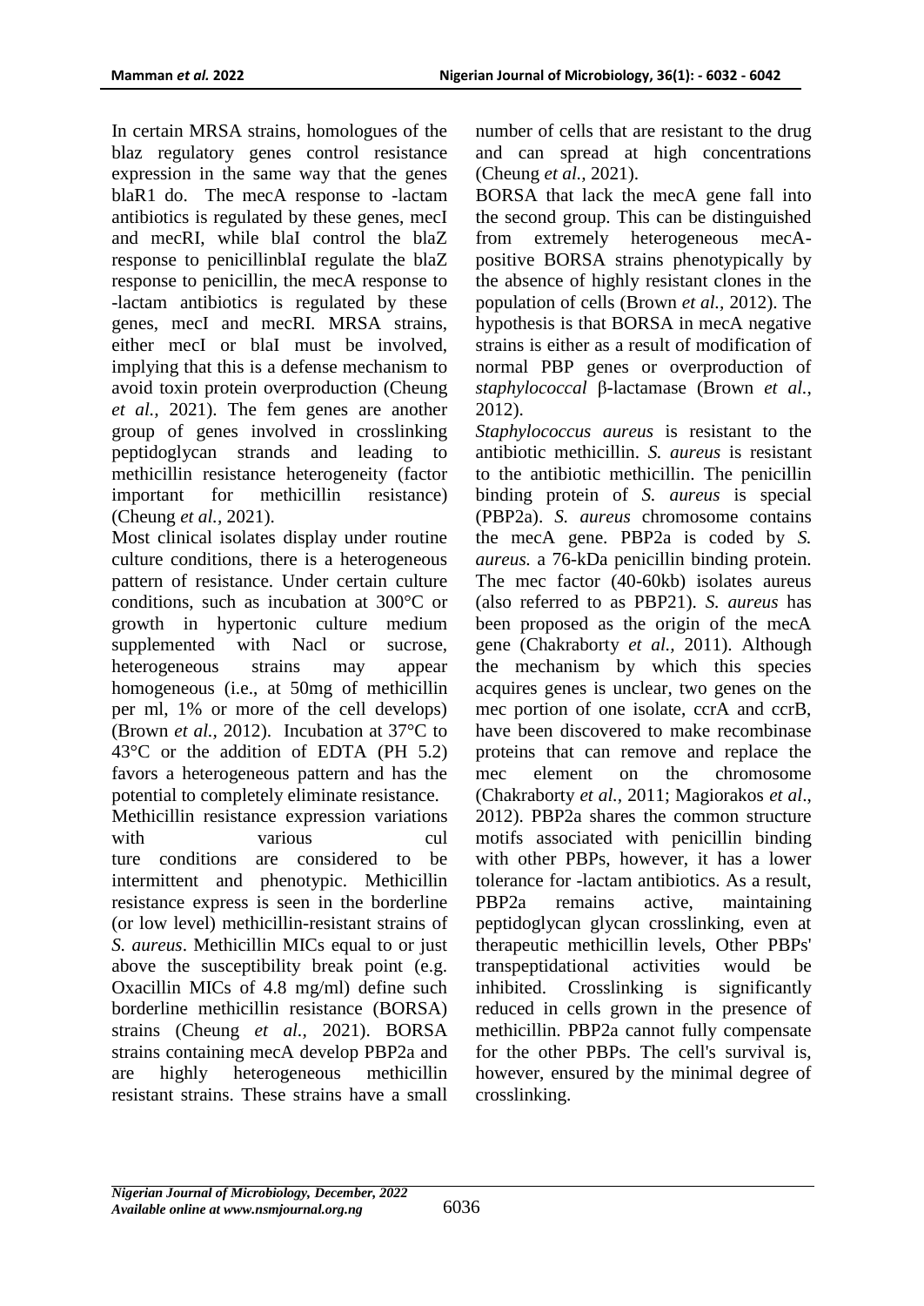In certain MRSA strains, homologues of the blaz regulatory genes control resistance expression in the same way that the genes blaR1 do. The mecA response to -lactam antibiotics is regulated by these genes, mecI and mecRI, while blaI control the blaZ response to penicillinblaI regulate the blaZ response to penicillin, the mecA response to -lactam antibiotics is regulated by these genes, mecI and mecRI. MRSA strains, either mecI or blaI must be involved, implying that this is a defense mechanism to avoid toxin protein overproduction (Cheung *et al.,* 2021). The fem genes are another group of genes involved in crosslinking peptidoglycan strands and leading to methicillin resistance heterogeneity (factor important for methicillin resistance) (Cheung *et al.,* 2021).

Most clinical isolates display under routine culture conditions, there is a heterogeneous pattern of resistance. Under certain culture conditions, such as incubation at 300°C or growth in hypertonic culture medium supplemented with Nacl or sucrose, heterogeneous strains may appear homogeneous (i.e., at 50mg of methicillin per ml, 1% or more of the cell develops) (Brown *et al.,* 2012). Incubation at 37°C to 43°C or the addition of EDTA (PH 5.2) favors a heterogeneous pattern and has the potential to completely eliminate resistance.

Methicillin resistance expression variations with various cul ture conditions are considered to be intermittent and phenotypic. Methicillin resistance express is seen in the borderline (or low level) methicillin-resistant strains of *S. aureus*. Methicillin MICs equal to or just above the susceptibility break point (e.g. Oxacillin MICs of 4.8 mg/ml) define such borderline methicillin resistance (BORSA) strains (Cheung *et al.,* 2021). BORSA strains containing mecA develop PBP2a and are highly heterogeneous methicillin resistant strains. These strains have a small number of cells that are resistant to the drug and can spread at high concentrations (Cheung *et al.,* 2021).

BORSA that lack the mecA gene fall into the second group. This can be distinguished from extremely heterogeneous mecA-positive BORSA strains phenotypically by the absence of highly resistant clones in the population of cells (Brown *et al.,* 2012). The hypothesis is that BORSA in mecA negative strains is either as a result of modification of normal PBP genes or overproduction of *staphylococcal* β-lactamase (Brown *et al.,* 2012).

*Staphylococcus aureus* is resistant to the antibiotic methicillin. *S. aureus* is resistant to the antibiotic methicillin. The penicillin binding protein of *S. aureus* is special (PBP2a). *S. aureus* chromosome contains the mecA gene. PBP2a is coded by *S. aureus.* a 76-kDa penicillin binding protein. The mec factor (40-60kb) isolates aureus (also referred to as PBP21). *S. aureus* has been proposed as the origin of the mecA gene (Chakraborty *et al.,* 2011). Although the mechanism by which this species acquires genes is unclear, two genes on the mec portion of one isolate, ccrA and ccrB, have been discovered to make recombinase proteins that can remove and replace the mec element on the chromosome (Chakraborty *et al.,* 2011; Magiorakos *et al*., 2012). PBP2a shares the common structure motifs associated with penicillin binding with other PBPs, however, it has a lower tolerance for -lactam antibiotics. As a result, PBP2a remains active, maintaining peptidoglycan glycan crosslinking, even at therapeutic methicillin levels, Other PBPs' transpeptidational activities would be inhibited. Crosslinking is significantly reduced in cells grown in the presence of methicillin. PBP2a cannot fully compensate for the other PBPs. The cell's survival is, however, ensured by the minimal degree of crosslinking.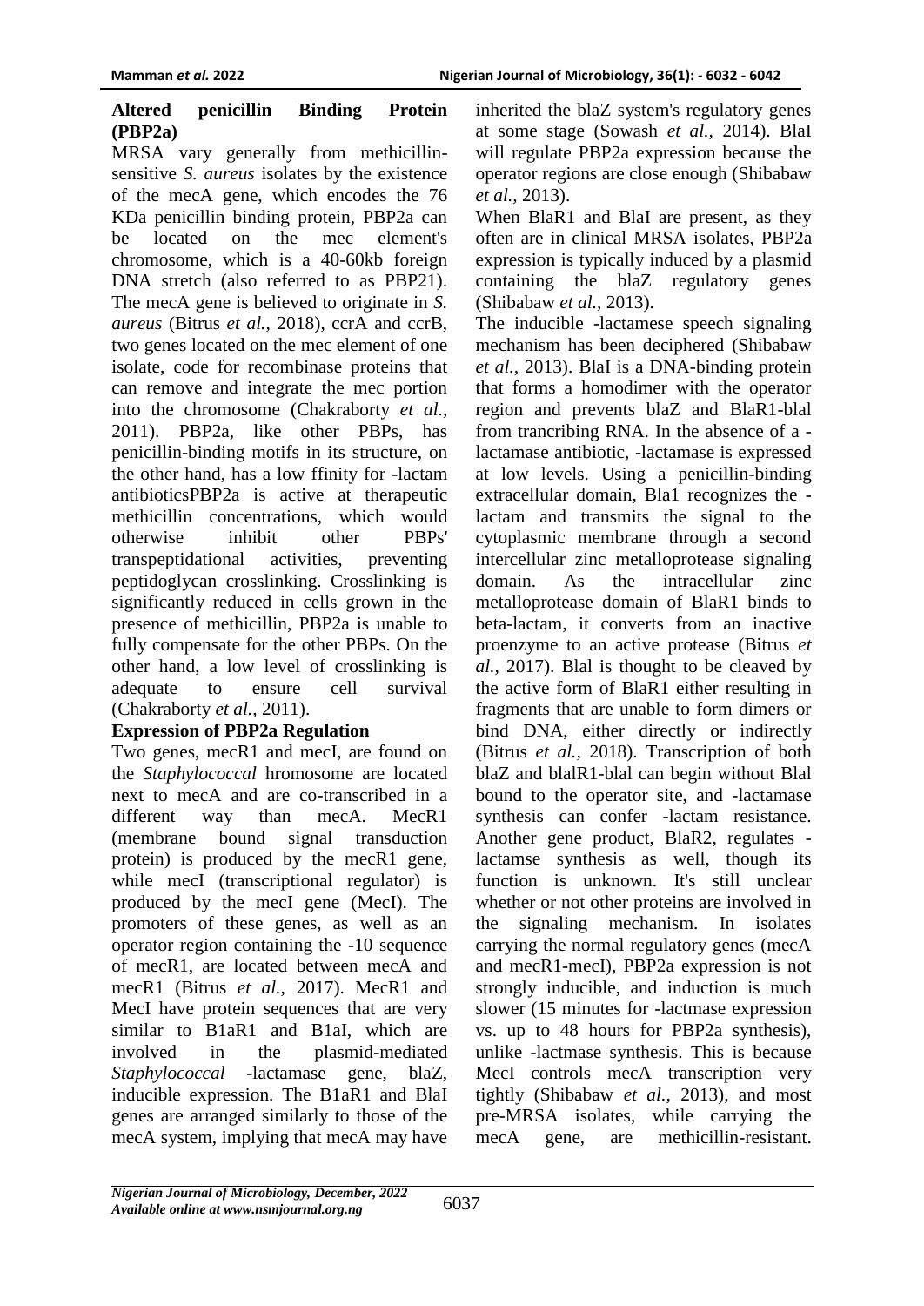## Altered penicillin Binding Protein (PBP2a)

MRSA vary generally from methicillin-sensitive *S. aureus* isolates by the existence of the mecA gene, which encodes the 76 KDa penicillin binding protein, PBP2a can be located on the mec element's chromosome, which is a 40-60kb foreign DNA stretch (also referred to as PBP21). The mecA gene is believed to originate in *S. aureus* (Bitrus *et al.,* 2018), ccrA and ccrB, two genes located on the mec element of one isolate, code for recombinase proteins that can remove and integrate the mec portion into the chromosome (Chakraborty *et al.,* 2011). PBP2a, like other PBPs, has penicillin-binding motifs in its structure, on the other hand, has a low ffinity for -lactam antibioticsPBP2a is active at therapeutic methicillin concentrations, which would otherwise inhibit other PBPs' transpeptidational activities, preventing peptidoglycan crosslinking. Crosslinking is significantly reduced in cells grown in the presence of methicillin, PBP2a is unable to fully compensate for the other PBPs. On the other hand, a low level of crosslinking is adequate to ensure cell survival (Chakraborty *et al.,* 2011).

## Expression of PBP2a Regulation

Two genes, mecR1 and mecI, are found on the *Staphylococcal* hromosome are located next to mecA and are co-transcribed in a different way than mecA. MecR1 (membrane bound signal transduction protein) is produced by the mecR1 gene, while mecI (transcriptional regulator) is produced by the mecI gene (MecI). The promoters of these genes, as well as an operator region containing the -10 sequence of mecR1, are located between mecA and mecR1 (Bitrus *et al.,* 2017). MecR1 and MecI have protein sequences that are very similar to B1aR1 and B1aI, which are involved in the plasmid-mediated *Staphylococcal* -lactamase gene, blaZ, inducible expression. The B1aR1 and BlaI genes are arranged similarly to those of the mecA system, implying that mecA may have inherited the blaZ system's regulatory genes at some stage (Sowash *et al.,* 2014). BlaI will regulate PBP2a expression because the operator regions are close enough (Shibabaw *et al.,* 2013).

When BlaR1 and BlaI are present, as they often are in clinical MRSA isolates, PBP2a expression is typically induced by a plasmid containing the blaZ regulatory genes (Shibabaw *et al.,* 2013).

The inducible -lactamese speech signaling mechanism has been deciphered (Shibabaw *et al.,* 2013). BlaI is a DNA-binding protein that forms a homodimer with the operator region and prevents blaZ and BlaR1-blal from trancribing RNA. In the absence of a -lactamase antibiotic, -lactamase is expressed at low levels. Using a penicillin-binding extracellular domain, Bla1 recognizes the -lactam and transmits the signal to the cytoplasmic membrane through a second intercellular zinc metalloprotease signaling domain. As the intracellular zinc metalloprotease domain of BlaR1 binds to beta-lactam, it converts from an inactive proenzyme to an active protease (Bitrus *et al.,* 2017). Blal is thought to be cleaved by the active form of BlaR1 either resulting in fragments that are unable to form dimers or bind DNA, either directly or indirectly (Bitrus *et al.,* 2018). Transcription of both blaZ and blalR1-blal can begin without Blal bound to the operator site, and -lactamase synthesis can confer -lactam resistance. Another gene product, BlaR2, regulates -lactamse synthesis as well, though its function is unknown. It's still unclear whether or not other proteins are involved in the signaling mechanism. In isolates carrying the normal regulatory genes (mecA and mecR1-mecI), PBP2a expression is not strongly inducible, and induction is much slower (15 minutes for -lactmase expression vs. up to 48 hours for PBP2a synthesis), unlike -lactmase synthesis. This is because MecI controls mecA transcription very tightly (Shibabaw *et al.,* 2013), and most pre-MRSA isolates, while carrying the mecA gene, are methicillin-resistant.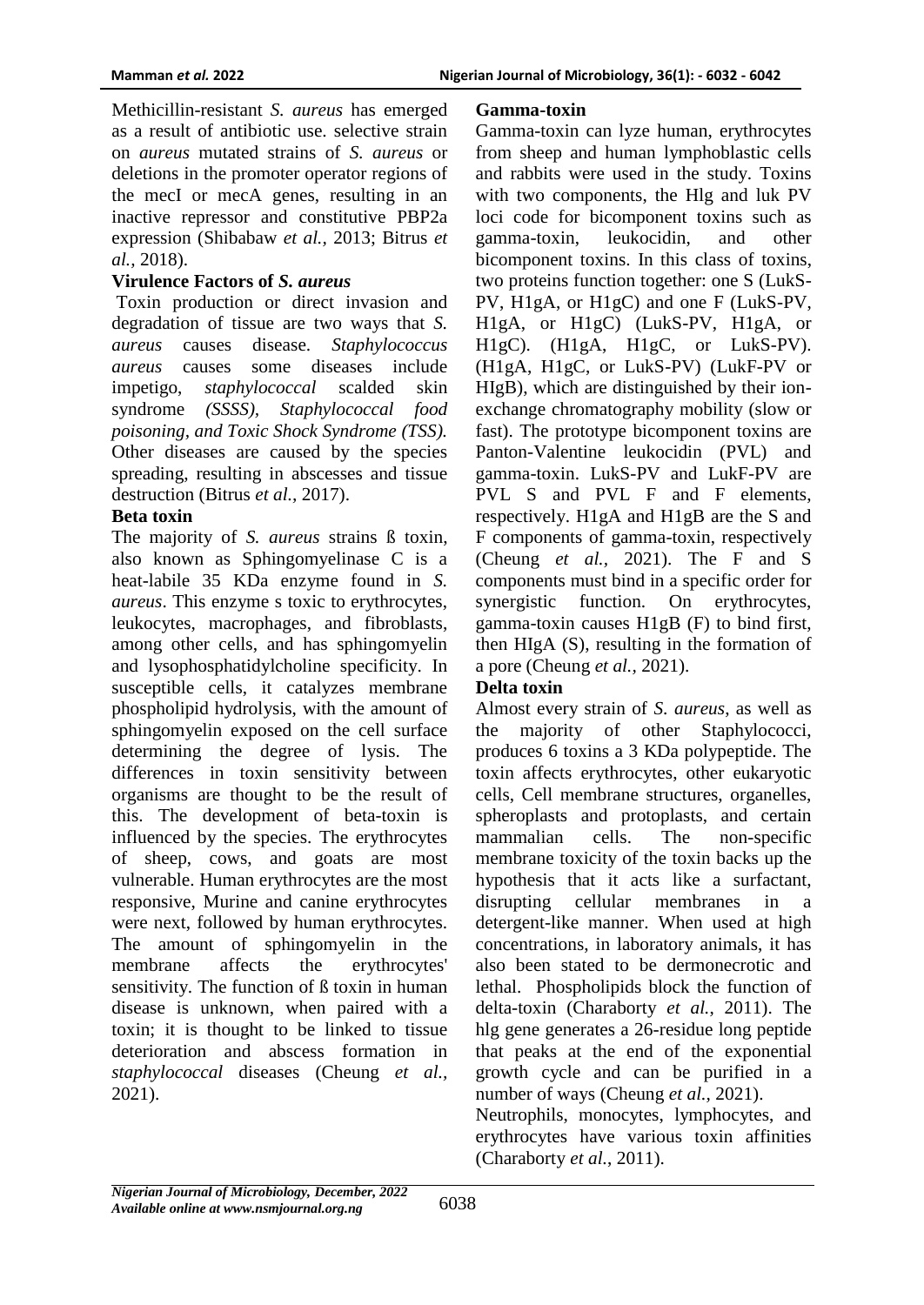Methicillin-resistant *S. aureus* has emerged as a result of antibiotic use. selective strain on *aureus* mutated strains of *S. aureus* or deletions in the promoter operator regions of the mecI or mecA genes, resulting in an inactive repressor and constitutive PBP2a expression (Shibabaw *et al.,* 2013; Bitrus *et al.,* 2018).

**Virulence Factors of *S. aureus***

Toxin production or direct invasion and degradation of tissue are two ways that *S. aureus* causes disease. *Staphylococcus aureus* causes some diseases include impetigo, *staphylococcal* scalded skin syndrome *(SSSS), Staphylococcal food poisoning, and Toxic Shock Syndrome (TSS).* Other diseases are caused by the species spreading, resulting in abscesses and tissue destruction (Bitrus *et al.,* 2017).

**Beta toxin**

The majority of *S. aureus* strains ß toxin, also known as Sphingomyelinase C is a heat-labile 35 KDa enzyme found in *S. aureus*. This enzyme s toxic to erythrocytes, leukocytes, macrophages, and fibroblasts, among other cells, and has sphingomyelin and lysophosphatidylcholine specificity. In susceptible cells, it catalyzes membrane phospholipid hydrolysis, with the amount of sphingomyelin exposed on the cell surface determining the degree of lysis. The differences in toxin sensitivity between organisms are thought to be the result of this. The development of beta-toxin is influenced by the species. The erythrocytes of sheep, cows, and goats are most vulnerable. Human erythrocytes are the most responsive, Murine and canine erythrocytes were next, followed by human erythrocytes. The amount of sphingomyelin in the membrane affects the erythrocytes' sensitivity. The function of ß toxin in human disease is unknown, when paired with a toxin; it is thought to be linked to tissue deterioration and abscess formation in *staphylococcal* diseases (Cheung *et al.,* 2021).

**Gamma-toxin**

Gamma-toxin can lyze human, erythrocytes from sheep and human lymphoblastic cells and rabbits were used in the study. Toxins with two components, the Hlg and luk PV loci code for bicomponent toxins such as gamma-toxin, leukocidin, and other bicomponent toxins. In this class of toxins, two proteins function together: one S (LukS-PV, H1gA, or H1gC) and one F (LukS-PV, H1gA, or H1gC) (LukS-PV, H1gA, or H1gC). (H1gA, H1gC, or LukS-PV). (H1gA, H1gC, or LukS-PV) (LukF-PV or HIgB), which are distinguished by their ion-exchange chromatography mobility (slow or fast). The prototype bicomponent toxins are Panton-Valentine leukocidin (PVL) and gamma-toxin. LukS-PV and LukF-PV are PVL S and PVL F and F elements, respectively. H1gA and H1gB are the S and F components of gamma-toxin, respectively (Cheung *et al.,* 2021). The F and S components must bind in a specific order for synergistic function. On erythrocytes, gamma-toxin causes H1gB (F) to bind first, then HIgA (S), resulting in the formation of a pore (Cheung *et al.,* 2021).

**Delta toxin**

Almost every strain of *S. aureus*, as well as the majority of other Staphylococci, produces 6 toxins a 3 KDa polypeptide. The toxin affects erythrocytes, other eukaryotic cells, Cell membrane structures, organelles, spheroplasts and protoplasts, and certain mammalian cells. The non-specific membrane toxicity of the toxin backs up the hypothesis that it acts like a surfactant, disrupting cellular membranes in a detergent-like manner. When used at high concentrations, in laboratory animals, it has also been stated to be dermonecrotic and lethal. Phospholipids block the function of delta-toxin (Charaborty *et al.,* 2011). The hlg gene generates a 26-residue long peptide that peaks at the end of the exponential growth cycle and can be purified in a number of ways (Cheung *et al.,* 2021).

Neutrophils, monocytes, lymphocytes, and erythrocytes have various toxin affinities (Charaborty *et al.,* 2011).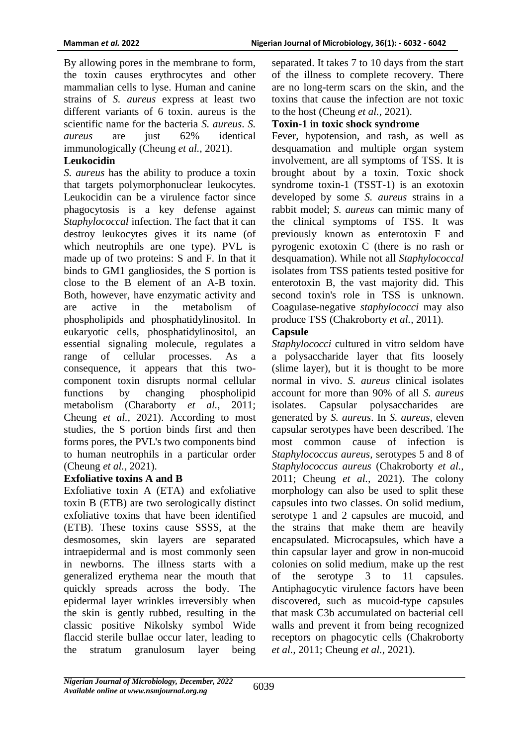By allowing pores in the membrane to form, the toxin causes erythrocytes and other mammalian cells to lyse. Human and canine strains of *S. aureus* express at least two different variants of 6 toxin. aureus is the scientific name for the bacteria *S. aureus*. *S. aureus* are just 62% identical immunologically (Cheung *et al.,* 2021).

**Leukocidin**

*S. aureus* has the ability to produce a toxin that targets polymorphonuclear leukocytes. Leukocidin can be a virulence factor since phagocytosis is a key defense against *Staphylococcal* infection. The fact that it can destroy leukocytes gives it its name (of which neutrophils are one type). PVL is made up of two proteins: S and F. In that it binds to GM1 gangliosides, the S portion is close to the B element of an A-B toxin. Both, however, have enzymatic activity and are active in the metabolism of phospholipids and phosphatidylinositol. In eukaryotic cells, phosphatidylinositol, an essential signaling molecule, regulates a range of cellular processes. As a consequence, it appears that this two-component toxin disrupts normal cellular functions by changing phospholipid metabolism (Charaborty *et al.*, 2011; Cheung *et al.,* 2021). According to most studies, the S portion binds first and then forms pores, the PVL's two components bind to human neutrophils in a particular order (Cheung *et al.,* 2021).

**Exfoliative toxins A and B**

Exfoliative toxin A (ETA) and exfoliative toxin B (ETB) are two serologically distinct exfoliative toxins that have been identified (ETB). These toxins cause SSSS, at the desmosomes, skin layers are separated intraepidermal and is most commonly seen in newborns. The illness starts with a generalized erythema near the mouth that quickly spreads across the body. The epidermal layer wrinkles irreversibly when the skin is gently rubbed, resulting in the classic positive Nikolsky symbol Wide flaccid sterile bullae occur later, leading to the stratum granulosum layer being separated. It takes 7 to 10 days from the start of the illness to complete recovery. There are no long-term scars on the skin, and the toxins that cause the infection are not toxic to the host (Cheung *et al.,* 2021).

**Toxin-1 in toxic shock syndrome**

Fever, hypotension, and rash, as well as desquamation and multiple organ system involvement, are all symptoms of TSS. It is brought about by a toxin. Toxic shock syndrome toxin-1 (TSST-1) is an exotoxin developed by some *S. aureus* strains in a rabbit model; *S. aureus* can mimic many of the clinical symptoms of TSS. It was previously known as enterotoxin F and pyrogenic exotoxin C (there is no rash or desquamation). While not all *Staphylococcal* isolates from TSS patients tested positive for enterotoxin B, the vast majority did. This second toxin's role in TSS is unknown. Coagulase-negative *staphylococci* may also produce TSS (Chakroborty *et al.,* 2011).

**Capsule**

*Staphylococci* cultured in vitro seldom have a polysaccharide layer that fits loosely (slime layer), but it is thought to be more normal in vivo. *S. aureus* clinical isolates account for more than 90% of all *S. aureus* isolates. Capsular polysaccharides are generated by *S. aureus*. In *S. aureus*, eleven capsular serotypes have been described. The most common cause of infection is *Staphylococcus aureus*, serotypes 5 and 8 of *Staphylococcus aureus* (Chakroborty *et al.,* 2011; Cheung *et al.,* 2021). The colony morphology can also be used to split these capsules into two classes. On solid medium, serotype 1 and 2 capsules are mucoid, and the strains that make them are heavily encapsulated. Microcapsules, which have a thin capsular layer and grow in non-mucoid colonies on solid medium, make up the rest of the serotype 3 to 11 capsules. Antiphagocytic virulence factors have been discovered, such as mucoid-type capsules that mask C3b accumulated on bacterial cell walls and prevent it from being recognized receptors on phagocytic cells (Chakroborty *et al.,* 2011; Cheung *et al.,* 2021).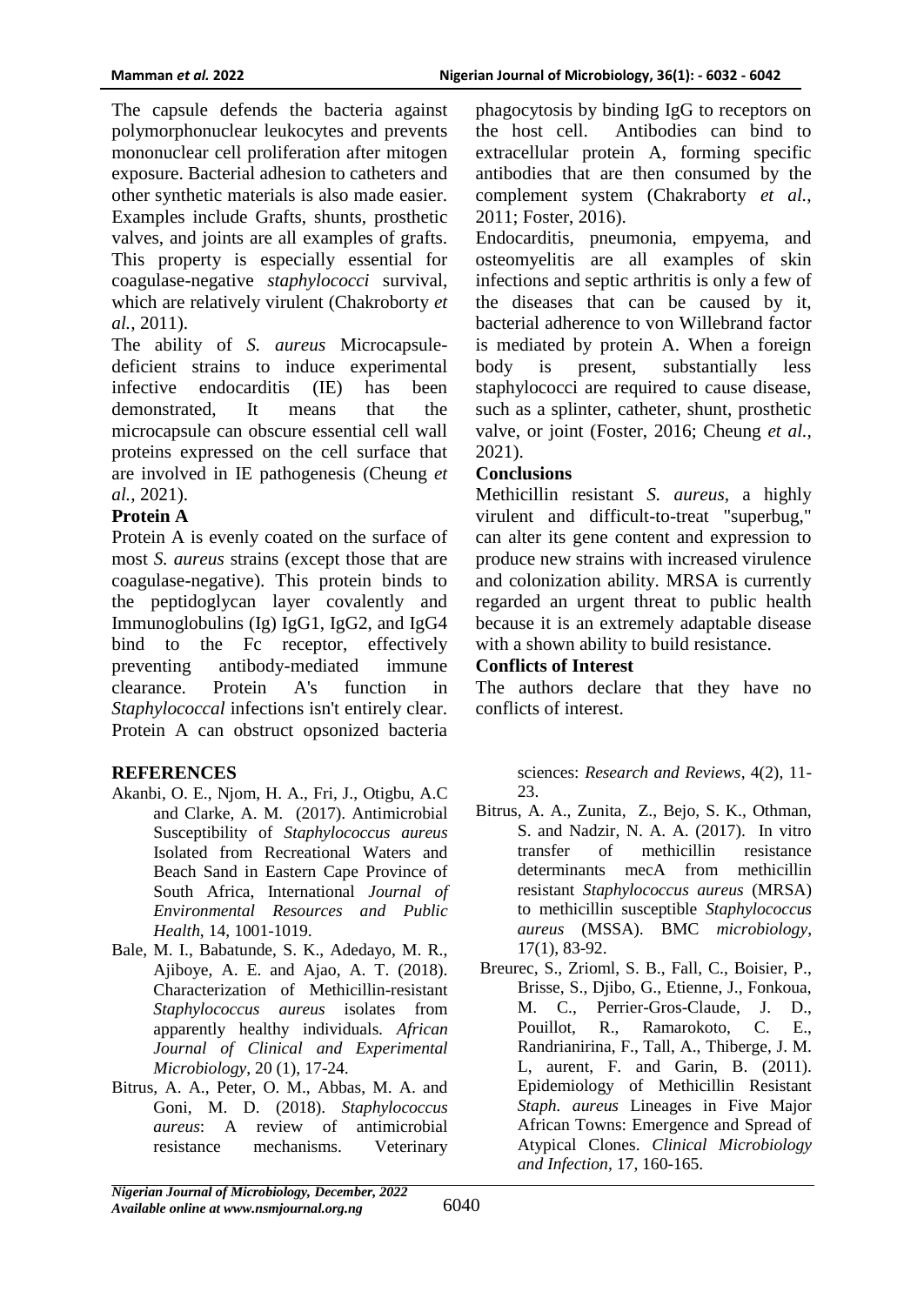The capsule defends the bacteria against polymorphonuclear leukocytes and prevents mononuclear cell proliferation after mitogen exposure. Bacterial adhesion to catheters and other synthetic materials is also made easier. Examples include Grafts, shunts, prosthetic valves, and joints are all examples of grafts. This property is especially essential for coagulase-negative *staphylococci* survival, which are relatively virulent (Chakroborty *et al.,* 2011).

The ability of *S. aureus* Microcapsule-deficient strains to induce experimental infective endocarditis (IE) has been demonstrated, It means that the microcapsule can obscure essential cell wall proteins expressed on the cell surface that are involved in IE pathogenesis (Cheung *et al.,* 2021).

**Protein A**

Protein A is evenly coated on the surface of most *S. aureus* strains (except those that are coagulase-negative). This protein binds to the peptidoglycan layer covalently and Immunoglobulins (Ig) IgG1, IgG2, and IgG4 bind to the Fc receptor, effectively preventing antibody-mediated immune clearance. Protein A's function in *Staphylococcal* infections isn't entirely clear. Protein A can obstruct opsonized bacteria phagocytosis by binding IgG to receptors on the host cell. Antibodies can bind to extracellular protein A, forming specific antibodies that are then consumed by the complement system (Chakraborty *et al.*, 2011; Foster, 2016).

Endocarditis, pneumonia, empyema, and osteomyelitis are all examples of skin infections and septic arthritis is only a few of the diseases that can be caused by it, bacterial adherence to von Willebrand factor is mediated by protein A. When a foreign body is present, substantially less staphylococci are required to cause disease, such as a splinter, catheter, shunt, prosthetic valve, or joint (Foster, 2016; Cheung *et al.*, 2021).

**Conclusions**

Methicillin resistant *S. aureus*, a highly virulent and difficult-to-treat "superbug," can alter its gene content and expression to produce new strains with increased virulence and colonization ability. MRSA is currently regarded an urgent threat to public health because it is an extremely adaptable disease with a shown ability to build resistance.

**Conflicts of Interest**

The authors declare that they have no conflicts of interest.

**REFERENCES**

Akanbi, O. E., Njom, H. A., Fri, J., Otigbu, A.C and Clarke, A. M. (2017). Antimicrobial Susceptibility of *Staphylococcus aureus* Isolated from Recreational Waters and Beach Sand in Eastern Cape Province of South Africa, International *Journal of Environmental Resources and Public Health*, 14, 1001-1019.

Bale, M. I., Babatunde, S. K., Adedayo, M. R., Ajiboye, A. E. and Ajao, A. T. (2018). Characterization of Methicillin-resistant *Staphylococcus aureus* isolates from apparently healthy individuals. *African Journal of Clinical and Experimental Microbiology*, 20 (1), 17-24.

Bitrus, A. A., Peter, O. M., Abbas, M. A. and Goni, M. D. (2018). *Staphylococcus aureus*: A review of antimicrobial resistance mechanisms. Veterinary sciences: *Research and Reviews*, 4(2), 11-23.

Bitrus, A. A., Zunita, Z., Bejo, S. K., Othman, S. and Nadzir, N. A. A. (2017). In vitro transfer of methicillin resistance determinants mecA from methicillin resistant *Staphylococcus aureus* (MRSA) to methicillin susceptible *Staphylococcus aureus* (MSSA). BMC *microbiology*, 17(1), 83-92.

Breurec, S., Zrioml, S. B., Fall, C., Boisier, P., Brisse, S., Djibo, G., Etienne, J., Fonkoua, M. C., Perrier-Gros-Claude, J. D., Pouillot, R., Ramarokoto, C. E., Randrianirina, F., Tall, A., Thiberge, J. M. L, aurent, F. and Garin, B. (2011). Epidemiology of Methicillin Resistant *Staph. aureus* Lineages in Five Major African Towns: Emergence and Spread of Atypical Clones. *Clinical Microbiology and Infection*, 17, 160-165.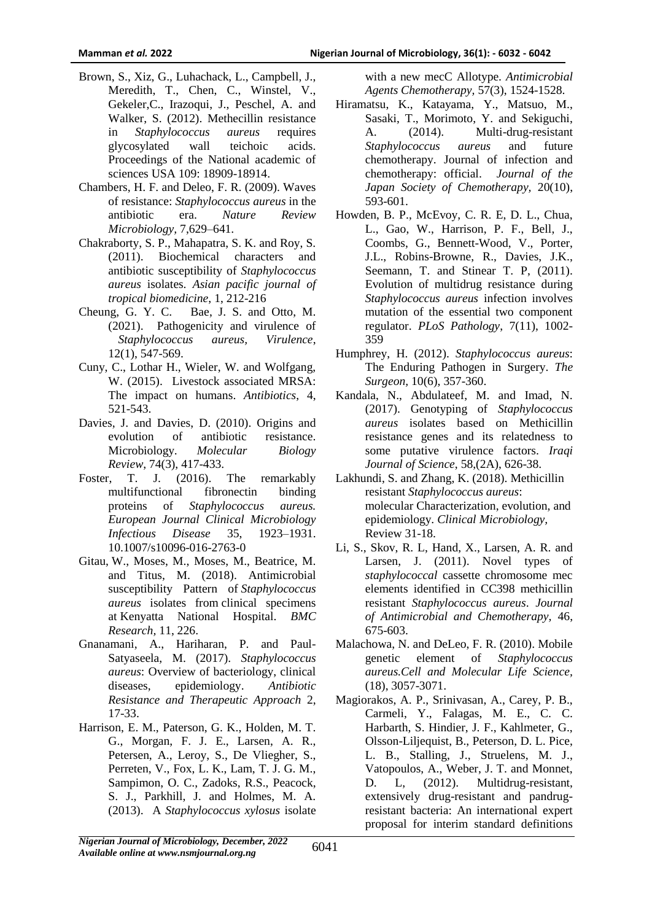Brown, S., Xiz, G., Luhachack, L., Campbell, J., Meredith, T., Chen, C., Winstel, V., Gekeler,C., Irazoqui, J., Peschel, A. and Walker, S. (2012). Methecillin resistance in *Staphylococcus aureus* requires glycosylated wall teichoic acids. Proceedings of the National academic of sciences USA 109: 18909-18914.

Chambers, H. F. and Deleo, F. R. (2009). Waves of resistance: *Staphylococcus aureus* in the antibiotic era. *Nature Review Microbiology*, 7,629–641.

Chakraborty, S. P., Mahapatra, S. K. and Roy, S. (2011). Biochemical characters and antibiotic susceptibility of *Staphylococcus aureus* isolates. *Asian pacific journal of tropical biomedicine*, 1, 212-216

Cheung, G. Y. C. Bae, J. S. and Otto, M. (2021). Pathogenicity and virulence of *Staphylococcus aureus, Virulence*, 12(1), 547-569.

Cuny, C., Lothar H., Wieler, W. and Wolfgang, W. (2015). Livestock associated MRSA: The impact on humans. *Antibiotics*, 4, 521-543.

Davies, J. and Davies, D. (2010). Origins and evolution of antibiotic resistance. Microbiology. *Molecular Biology Review*, 74(3), 417-433.

Foster, T. J. (2016). The remarkably multifunctional fibronectin binding proteins of *Staphylococcus aureus. European Journal Clinical Microbiology Infectious Disease* 35, 1923–1931. 10.1007/s10096-016-2763-0

Gitau, W., Moses, M., Moses, M., Beatrice, M. and Titus, M. (2018). Antimicrobial susceptibility Pattern of *Staphylococcus aureus* isolates from clinical specimens at Kenyatta National Hospital. *BMC Research*, 11, 226.

Gnanamani, A., Hariharan, P. and Paul-Satyaseela, M. (2017). *Staphylococcus aureus*: Overview of bacteriology, clinical diseases, epidemiology. *Antibiotic Resistance and Therapeutic Approach* 2, 17-33.

Harrison, E. M., Paterson, G. K., Holden, M. T. G., Morgan, F. J. E., Larsen, A. R., Petersen, A., Leroy, S., De Vliegher, S., Perreten, V., Fox, L. K., Lam, T. J. G. M., Sampimon, O. C., Zadoks, R.S., Peacock, S. J., Parkhill, J. and Holmes, M. A. (2013). A *Staphylococcus xylosus* isolate with a new mecC Allotype. *Antimicrobial Agents Chemotherapy*, 57(3), 1524-1528.

Hiramatsu, K., Katayama, Y., Matsuo, M., Sasaki, T., Morimoto, Y. and Sekiguchi, A. (2014). Multi-drug-resistant *Staphylococcus aureus* and future chemotherapy. Journal of infection and chemotherapy: official. *Journal of the Japan Society of Chemotherapy*, 20(10), 593-601.

Howden, B. P., McEvoy, C. R. E, D. L., Chua, L., Gao, W., Harrison, P. F., Bell, J., Coombs, G., Bennett-Wood, V., Porter, J.L., Robins-Browne, R., Davies, J.K., Seemann, T. and Stinear T. P, (2011). Evolution of multidrug resistance during *Staphylococcus aureus* infection involves mutation of the essential two component regulator. *PLoS Pathology*, 7(11), 1002-359

Humphrey, H. (2012). *Staphylococcus aureus*: The Enduring Pathogen in Surgery. *The Surgeon*, 10(6), 357-360.

Kandala, N., Abdulateef, M. and Imad, N. (2017). Genotyping of *Staphylococcus aureus* isolates based on Methicillin resistance genes and its relatedness to some putative virulence factors. *Iraqi Journal of Science*, 58,(2A), 626-38.

Lakhundi, S. and Zhang, K. (2018). Methicillin resistant *Staphylococcus aureus*: molecular Characterization, evolution, and epidemiology. *Clinical Microbiology*, Review 31-18.

Li, S., Skov, R. L, Hand, X., Larsen, A. R. and Larsen, J. (2011). Novel types of *staphylococcal* cassette chromosome mec elements identified in CC398 methicillin resistant *Staphylococcus aureus*. *Journal of Antimicrobial and Chemotherapy*, 46, 675-603.

Malachowa, N. and DeLeo, F. R. (2010). Mobile genetic element of *Staphylococcus aureus.Cell and Molecular Life Science*, (18), 3057-3071.

Magiorakos, A. P., Srinivasan, A., Carey, P. B., Carmeli, Y., Falagas, M. E., C. C. Harbarth, S. Hindier, J. F., Kahlmeter, G., Olsson-Liljequist, B., Peterson, D. L. Pice, L. B., Stalling, J., Struelens, M. J., Vatopoulos, A., Weber, J. T. and Monnet, D. L, (2012). Multidrug-resistant, extensively drug-resistant and pandrug-resistant bacteria: An international expert proposal for interim standard definitions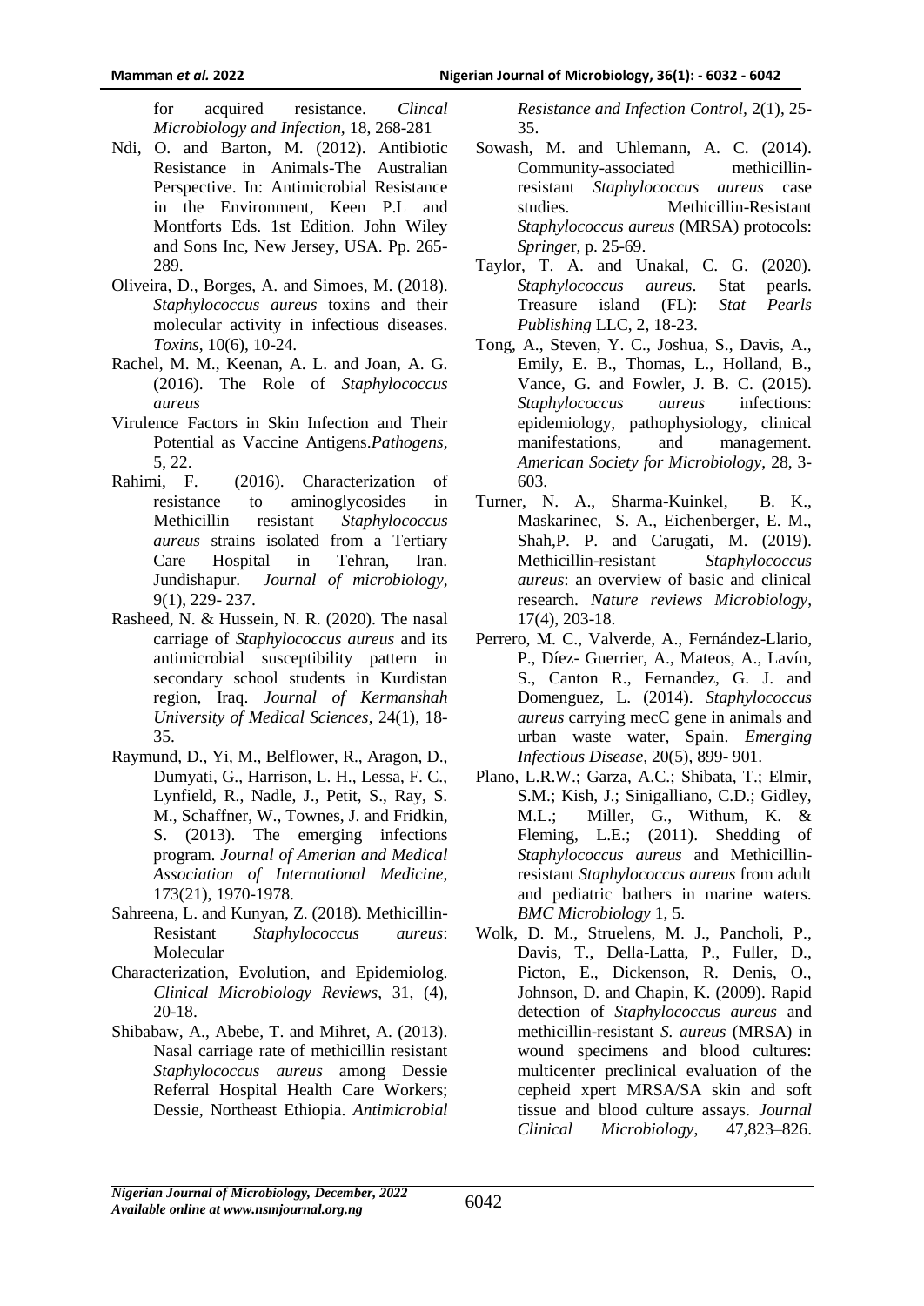for acquired resistance. *Clincal Microbiology and Infection*, 18, 268-281

Ndi, O. and Barton, M. (2012). Antibiotic Resistance in Animals-The Australian Perspective. In: Antimicrobial Resistance in the Environment, Keen P.L and Montforts Eds. 1st Edition. John Wiley and Sons Inc, New Jersey, USA. Pp. 265-289.

Oliveira, D., Borges, A. and Simoes, M. (2018). *Staphylococcus aureus* toxins and their molecular activity in infectious diseases. *Toxins*, 10(6), 10-24.

Rachel, M. M., Keenan, A. L. and Joan, A. G. (2016). The Role of *Staphylococcus aureus*

Virulence Factors in Skin Infection and Their Potential as Vaccine Antigens.*Pathogens*, 5, 22.

Rahimi, F. (2016). Characterization of resistance to aminoglycosides in Methicillin resistant *Staphylococcus aureus* strains isolated from a Tertiary Care Hospital in Tehran, Iran. Jundishapur. *Journal of microbiology*, 9(1), 229- 237.

Rasheed, N. & Hussein, N. R. (2020). The nasal carriage of *Staphylococcus aureus* and its antimicrobial susceptibility pattern in secondary school students in Kurdistan region, Iraq. *Journal of Kermanshah University of Medical Sciences*, 24(1), 18-35.

Raymund, D., Yi, M., Belflower, R., Aragon, D., Dumyati, G., Harrison, L. H., Lessa, F. C., Lynfield, R., Nadle, J., Petit, S., Ray, S. M., Schaffner, W., Townes, J. and Fridkin, S. (2013). The emerging infections program. *Journal of Amerian and Medical Association of International Medicine*, 173(21), 1970-1978.

Sahreena, L. and Kunyan, Z. (2018). Methicillin-Resistant *Staphylococcus aureus*: Molecular

Characterization, Evolution, and Epidemiolog. *Clinical Microbiology Reviews*, 31, (4), 20-18.

Shibabaw, A., Abebe, T. and Mihret, A. (2013). Nasal carriage rate of methicillin resistant *Staphylococcus aureus* among Dessie Referral Hospital Health Care Workers; Dessie, Northeast Ethiopia. *Antimicrobial Resistance and Infection Control*, 2(1), 25-35.

Sowash, M. and Uhlemann, A. C. (2014). Community-associated methicillin-resistant *Staphylococcus aureus* case studies. Methicillin-Resistant *Staphylococcus aureus* (MRSA) protocols: *Springe*r, p. 25-69.

Taylor, T. A. and Unakal, C. G. (2020). *Staphylococcus aureus*. Stat pearls. Treasure island (FL): *Stat Pearls Publishing* LLC, 2, 18-23.

Tong, A., Steven, Y. C., Joshua, S., Davis, A., Emily, E. B., Thomas, L., Holland, B., Vance, G. and Fowler, J. B. C. (2015). *Staphylococcus aureus* infections: epidemiology, pathophysiology, clinical manifestations, and management. *American Society for Microbiology*, 28, 3-603.

Turner, N. A., Sharma-Kuinkel, B. K., Maskarinec, S. A., Eichenberger, E. M., Shah,P. P. and Carugati, M. (2019). Methicillin-resistant *Staphylococcus aureus*: an overview of basic and clinical research. *Nature reviews Microbiology*, 17(4), 203-18.

Perrero, M. C., Valverde, A., Fernández-Llario, P., Díez- Guerrier, A., Mateos, A., Lavín, S., Canton R., Fernandez, G. J. and Domenguez, L. (2014). *Staphylococcus aureus* carrying mecC gene in animals and urban waste water, Spain. *Emerging Infectious Disease*, 20(5), 899- 901.

Plano, L.R.W.; Garza, A.C.; Shibata, T.; Elmir, S.M.; Kish, J.; Sinigalliano, C.D.; Gidley, M.L.; Miller, G., Withum, K. & Fleming, L.E.; (2011). Shedding of *Staphylococcus aureus* and Methicillin-resistant *Staphylococcus aureus* from adult and pediatric bathers in marine waters. *BMC Microbiology* 1, 5.

Wolk, D. M., Struelens, M. J., Pancholi, P., Davis, T., Della-Latta, P., Fuller, D., Picton, E., Dickenson, R. Denis, O., Johnson, D. and Chapin, K. (2009). Rapid detection of *Staphylococcus aureus* and methicillin-resistant *S. aureus* (MRSA) in wound specimens and blood cultures: multicenter preclinical evaluation of the cepheid xpert MRSA/SA skin and soft tissue and blood culture assays. *Journal Clinical Microbiology*, 47,823–826.